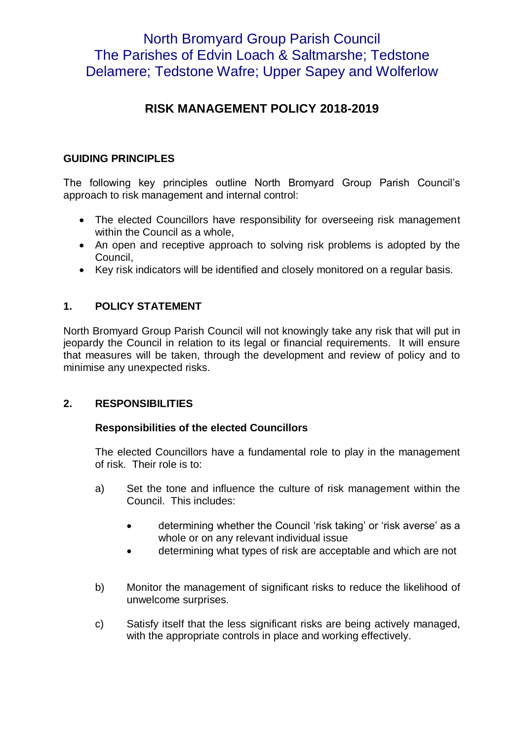# North Bromyard Group Parish Council
# The Parishes of Edvin Loach & Saltmarshe; Tedstone Delamere; Tedstone Wafre; Upper Sapey and Wolferlow

## RISK MANAGEMENT POLICY 2018-2019

### GUIDING PRINCIPLES

The following key principles outline North Bromyard Group Parish Council's approach to risk management and internal control:

- The elected Councillors have responsibility for overseeing risk management within the Council as a whole,
- An open and receptive approach to solving risk problems is adopted by the Council,
- Key risk indicators will be identified and closely monitored on a regular basis.

### 1. POLICY STATEMENT

North Bromyard Group Parish Council will not knowingly take any risk that will put in jeopardy the Council in relation to its legal or financial requirements. It will ensure that measures will be taken, through the development and review of policy and to minimise any unexpected risks.

### 2. RESPONSIBILITIES

**Responsibilities of the elected Councillors**

The elected Councillors have a fundamental role to play in the management of risk. Their role is to:

a) Set the tone and influence the culture of risk management within the Council. This includes:

   - determining whether the Council 'risk taking' or 'risk averse' as a whole or on any relevant individual issue
   - determining what types of risk are acceptable and which are not

b) Monitor the management of significant risks to reduce the likelihood of unwelcome surprises.

c) Satisfy itself that the less significant risks are being actively managed, with the appropriate controls in place and working effectively.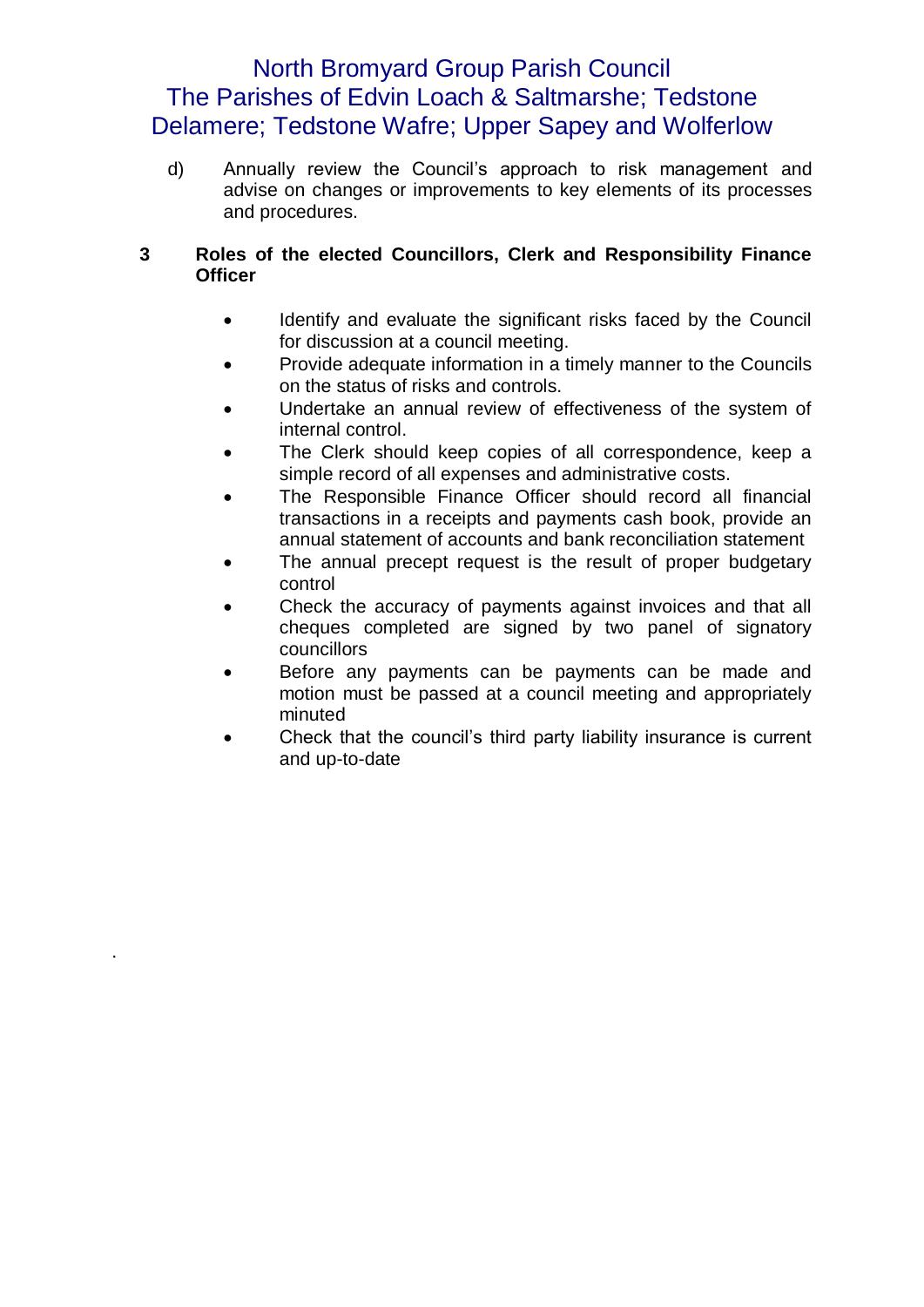d) Annually review the Council's approach to risk management and advise on changes or improvements to key elements of its processes and procedures.

## 3 Roles of the elected Councillors, Clerk and Responsibility Finance Officer

- Identify and evaluate the significant risks faced by the Council for discussion at a council meeting.
- Provide adequate information in a timely manner to the Councils on the status of risks and controls.
- Undertake an annual review of effectiveness of the system of internal control.
- The Clerk should keep copies of all correspondence, keep a simple record of all expenses and administrative costs.
- The Responsible Finance Officer should record all financial transactions in a receipts and payments cash book, provide an annual statement of accounts and bank reconciliation statement
- The annual precept request is the result of proper budgetary control
- Check the accuracy of payments against invoices and that all cheques completed are signed by two panel of signatory councillors
- Before any payments can be payments can be made and motion must be passed at a council meeting and appropriately minuted
- Check that the council's third party liability insurance is current and up-to-date

.